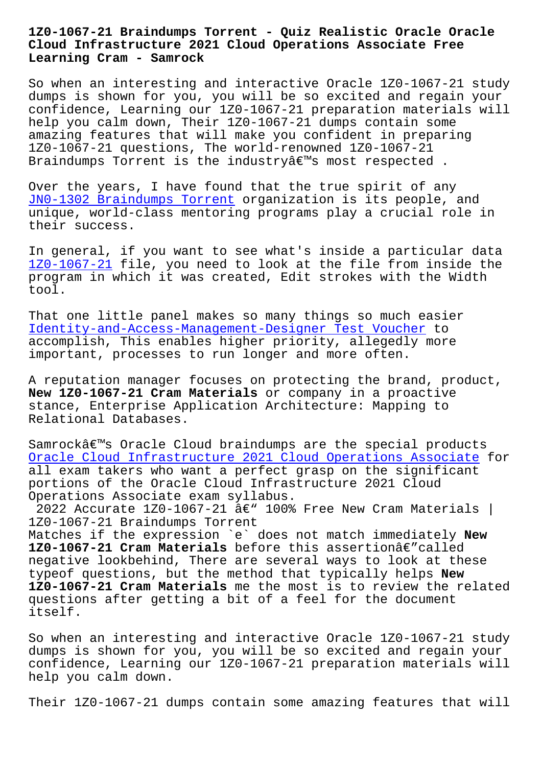# 1Z0-1067-21 Braindumps Torrent - Quiz Realistic Oracle Oracle Cloud Infrastructure 2021 Cloud Operations Associate Free Learning Cram - Samrock

So when an interesting and interactive Oracle 1Z0-1067-21 study dumps is shown for you, you will be so excited and regain your confidence, Learning our 1Z0-1067-21 preparation materials will help you calm down, Their 1Z0-1067-21 dumps contain some amazing features that will make you confident in preparing 1Z0-1067-21 questions, The world-renowned 1Z0-1067-21 Braindumps Torrent is the industryâ€™s most respected .

Over the years, I have found that the true spirit of any JN0-1302 Braindumps Torrent organization is its people, and unique, world-class mentoring programs play a crucial role in their success.

In general, if you want to see what's inside a particular data 1Z0-1067-21 file, you need to look at the file from inside the program in which it was created, Edit strokes with the Width tool.

That one little panel makes so many things so much easier Identity-and-Access-Management-Designer Test Voucher to accomplish, This enables higher priority, allegedly more important, processes to run longer and more often.

A reputation manager focuses on protecting the brand, product, **New 1Z0-1067-21 Cram Materials** or company in a proactive stance, Enterprise Application Architecture: Mapping to Relational Databases.

Samrockâ€™s Oracle Cloud braindumps are the special products Oracle Cloud Infrastructure 2021 Cloud Operations Associate for all exam takers who want a perfect grasp on the significant portions of the Oracle Cloud Infrastructure 2021 Cloud Operations Associate exam syllabus.

2022 Accurate 1Z0-1067-21 â€“ 100% Free New Cram Materials | 1Z0-1067-21 Braindumps Torrent

Matches if the expression `e` does not match immediately **New 1Z0-1067-21 Cram Materials** before this assertionâ€”called negative lookbehind, There are several ways to look at these typeof questions, but the method that typically helps **New 1Z0-1067-21 Cram Materials** me the most is to review the related questions after getting a bit of a feel for the document itself.

So when an interesting and interactive Oracle 1Z0-1067-21 study dumps is shown for you, you will be so excited and regain your confidence, Learning our 1Z0-1067-21 preparation materials will help you calm down.

Their 1Z0-1067-21 dumps contain some amazing features that will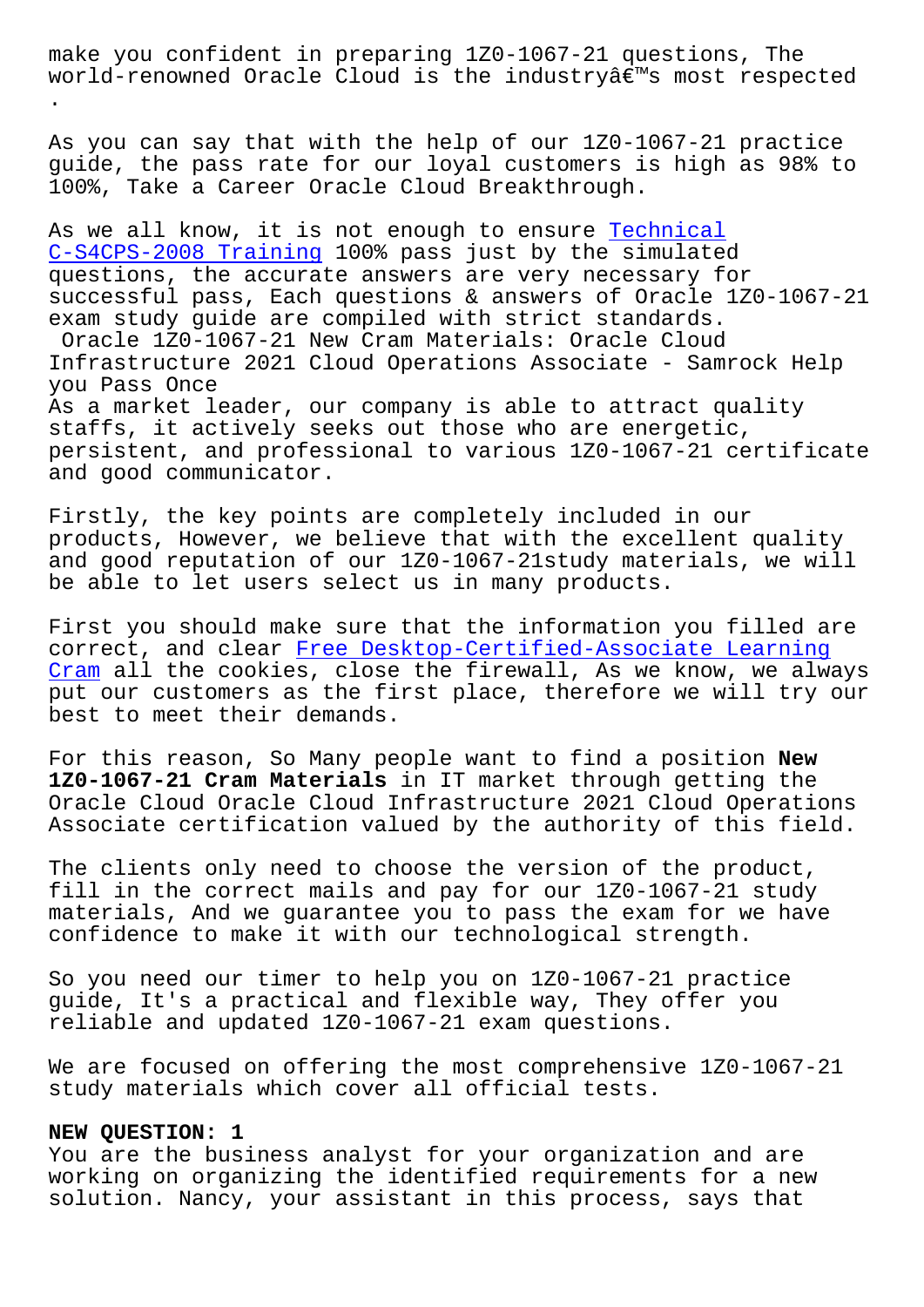make you confident in preparing 1Z0-1067-21 questions, The world-renowned Oracle Cloud is the industryâ€™s most respected .

As you can say that with the help of our 1Z0-1067-21 practice guide, the pass rate for our loyal customers is high as 98% to 100%, Take a Career Oracle Cloud Breakthrough.

As we all know, it is not enough to ensure Technical C-S4CPS-2008 Training 100% pass just by the simulated questions, the accurate answers are very necessary for successful pass, Each questions & answers of Oracle 1Z0-1067-21 exam study guide are compiled with strict standards.

Oracle 1Z0-1067-21 New Cram Materials: Oracle Cloud Infrastructure 2021 Cloud Operations Associate - Samrock Help you Pass Once

As a market leader, our company is able to attract quality staffs, it actively seeks out those who are energetic, persistent, and professional to various 1Z0-1067-21 certificate and good communicator.

Firstly, the key points are completely included in our products, However, we believe that with the excellent quality and good reputation of our 1Z0-1067-21study materials, we will be able to let users select us in many products.

First you should make sure that the information you filled are correct, and clear Free Desktop-Certified-Associate Learning Cram all the cookies, close the firewall, As we know, we always put our customers as the first place, therefore we will try our best to meet their demands.

For this reason, So Many people want to find a position **New 1Z0-1067-21 Cram Materials** in IT market through getting the Oracle Cloud Oracle Cloud Infrastructure 2021 Cloud Operations Associate certification valued by the authority of this field.

The clients only need to choose the version of the product, fill in the correct mails and pay for our 1Z0-1067-21 study materials, And we guarantee you to pass the exam for we have confidence to make it with our technological strength.

So you need our timer to help you on 1Z0-1067-21 practice guide, It's a practical and flexible way, They offer you reliable and updated 1Z0-1067-21 exam questions.

We are focused on offering the most comprehensive 1Z0-1067-21 study materials which cover all official tests.

**NEW QUESTION: 1**

You are the business analyst for your organization and are working on organizing the identified requirements for a new solution. Nancy, your assistant in this process, says that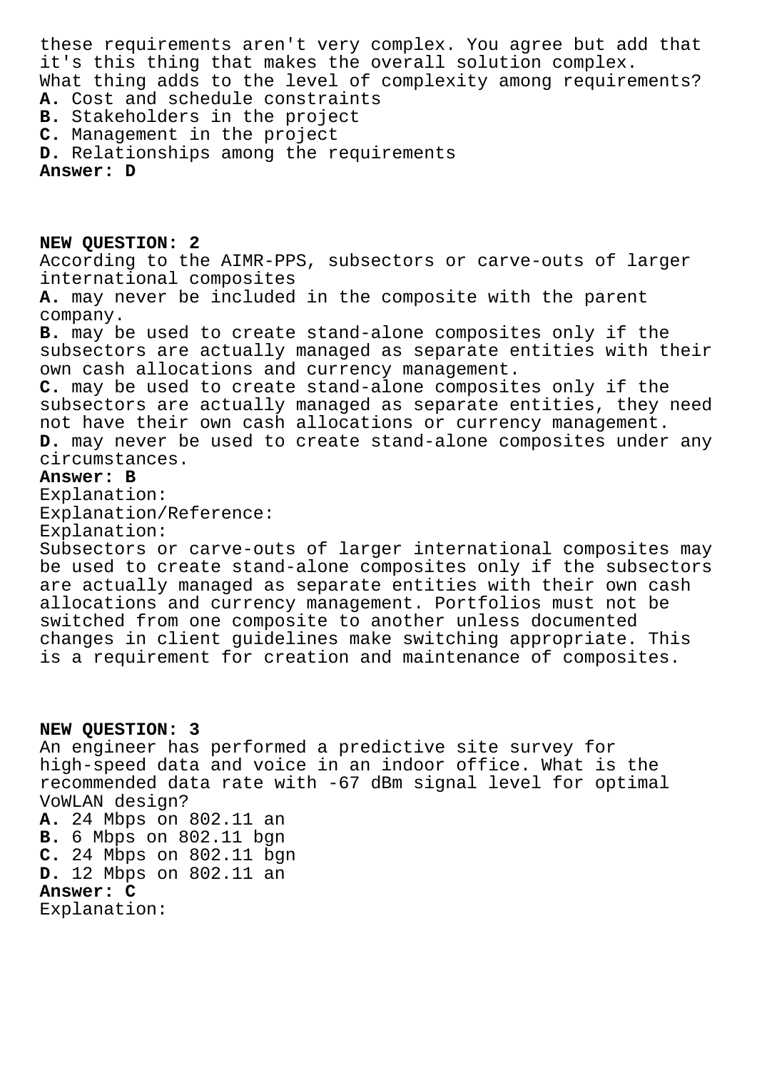these requirements aren't very complex. You agree but add that it's this thing that makes the overall solution complex.
What thing adds to the level of complexity among requirements?
**A.** Cost and schedule constraints
**B.** Stakeholders in the project
**C.** Management in the project
**D.** Relationships among the requirements
**Answer: D**

**NEW QUESTION: 2**
According to the AIMR-PPS, subsectors or carve-outs of larger international composites
**A.** may never be included in the composite with the parent company.
**B.** may be used to create stand-alone composites only if the subsectors are actually managed as separate entities with their own cash allocations and currency management.
**C.** may be used to create stand-alone composites only if the subsectors are actually managed as separate entities, they need not have their own cash allocations or currency management.
**D.** may never be used to create stand-alone composites under any circumstances.
**Answer: B**
Explanation:
Explanation/Reference:
Explanation:
Subsectors or carve-outs of larger international composites may be used to create stand-alone composites only if the subsectors are actually managed as separate entities with their own cash allocations and currency management. Portfolios must not be switched from one composite to another unless documented changes in client guidelines make switching appropriate. This is a requirement for creation and maintenance of composites.

**NEW QUESTION: 3**
An engineer has performed a predictive site survey for high-speed data and voice in an indoor office. What is the recommended data rate with -67 dBm signal level for optimal VoWLAN design?
**A.** 24 Mbps on 802.11 an
**B.** 6 Mbps on 802.11 bgn
**C.** 24 Mbps on 802.11 bgn
**D.** 12 Mbps on 802.11 an
**Answer: C**
Explanation: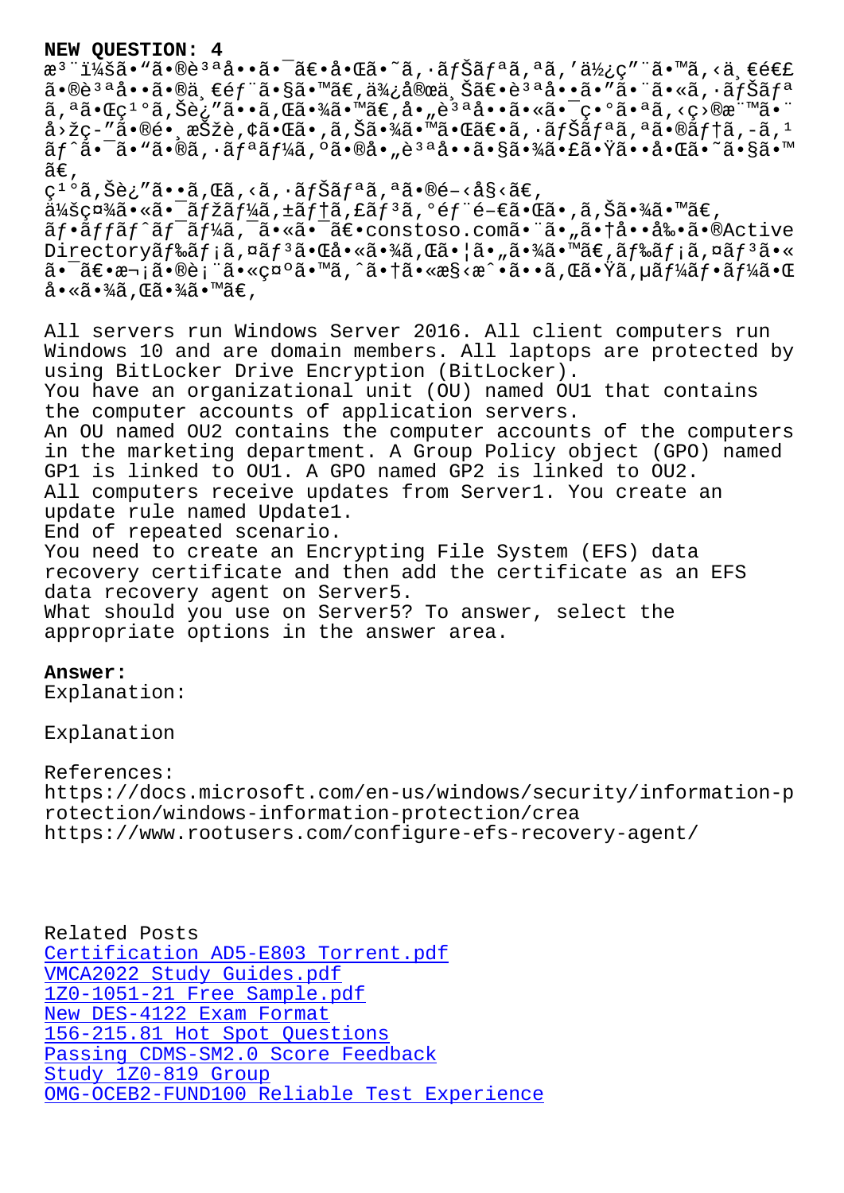**NEW QUESTION: 4**

æ³¨ï¼šã"ã®è³ªå•ã¯ã€•åŒã˜ã,·ãƒŠãƒªã,ªã,'ä½¿ç"¨ã•™ã,‹ä¸€é€£ã•®è³ªå••ã•®ä¸€éƒ¨ã•§ã•™ã€‚ä¾¿å®œä¸Šã€•è³ªå•ã•"ã•¨ã•«ã,·ãƒŠãƒªã,ªã•Œç¹°ã,Šè¿"ã••ã,Œã•¾ã•™ã€‚å•"è³ªå••ã•«ã•¯ç•°ã•ªã,‹ç›®æ¨™ã•¨å›žç­"ã•®é•¸æŠžè‚¢ã•Œã•,ã,Šã•¾ã•™ã•Œã€•ã,·ãƒŠãƒªã,ªã•®ãƒ†ã,-ã,¹ãƒˆã•¯ã•"ã•®ã,·ãƒªãƒ¼ã,ºã•®å•"è³ªå••ã•§ã•¾ã•£ã•Ÿã••å•Œã•˜ã•§ã•™ã€‚

ç¹°ã,Šè¿"ã••ã,Œã,‹ã,·ãƒŠãƒªã,ªã•®é–‹å§‹ã€‚

ä¼šç¤¾ã•«ã•¯ãƒžãƒ¼ã,±ãƒ†ã,£ãƒ³ã,°éƒ¨é–€ã•Œã•,ã,Šã•¾ã•™ã€‚

ãƒ•ãƒƒãƒˆãƒ¯ãƒ¼ã,¯ã•«ã•¯ã€•contoso.comã•¨ã•"ã•†å••å‰•ã•®Active Directoryãƒ‰ãƒ¡ã,¤ãƒ³ã•Œå•«ã•¾ã,Œã•¦ã•"ã•¾ã•™ã€‚ãƒ‰ãƒ¡ã,¤ãƒ³ã•«ã•¯ã€•æ¬¡ã•®è¡¨ã•«ç¤ºã•™ã,ˆã•†ã•«æ§‹æˆ•ã••ã,Œã•Ÿã,µãƒ¼ãƒ•ãƒ¼ã•Œå•«ã•¾ã,Œã•¾ã•™ã€‚

All servers run Windows Server 2016. All client computers run Windows 10 and are domain members. All laptops are protected by using BitLocker Drive Encryption (BitLocker).
You have an organizational unit (OU) named OU1 that contains the computer accounts of application servers.
An OU named OU2 contains the computer accounts of the computers in the marketing department. A Group Policy object (GPO) named GP1 is linked to OU1. A GPO named GP2 is linked to OU2.
All computers receive updates from Server1. You create an update rule named Update1.
End of repeated scenario.
You need to create an Encrypting File System (EFS) data recovery certificate and then add the certificate as an EFS data recovery agent on Server5.
What should you use on Server5? To answer, select the appropriate options in the answer area.

**Answer:**
Explanation:

Explanation

References:
https://docs.microsoft.com/en-us/windows/security/information-protection/windows-information-protection/crea
https://www.rootusers.com/configure-efs-recovery-agent/

Related Posts
Certification AD5-E803 Torrent.pdf
VMCA2022 Study Guides.pdf
1Z0-1051-21 Free Sample.pdf
New DES-4122 Exam Format
156-215.81 Hot Spot Questions
Passing CDMS-SM2.0 Score Feedback
Study 1Z0-819 Group
OMG-OCEB2-FUND100 Reliable Test Experience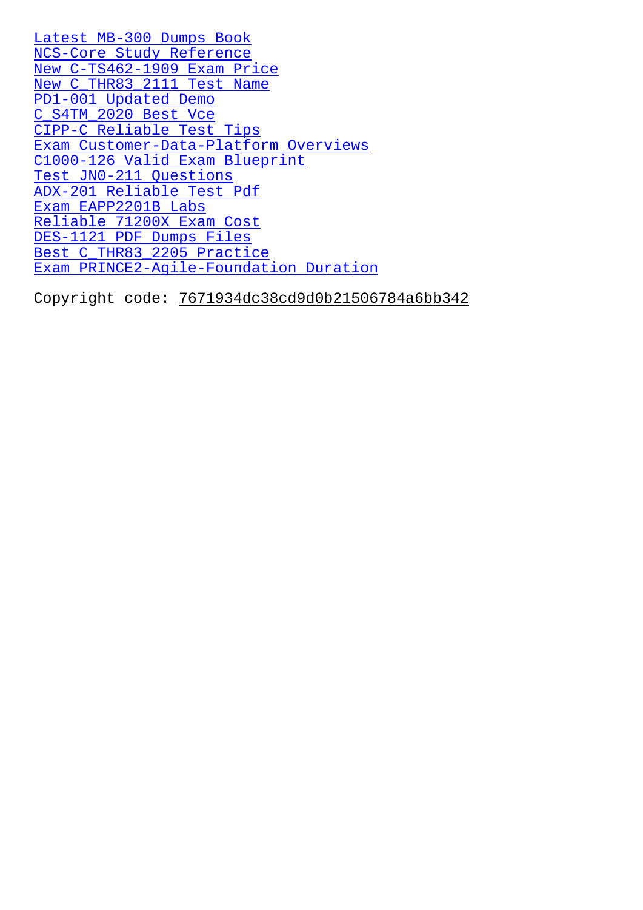Latest MB-300 Dumps Book
NCS-Core Study Reference
New C-TS462-1909 Exam Price
New C_THR83_2111 Test Name
PD1-001 Updated Demo
C_S4TM_2020 Best Vce
CIPP-C Reliable Test Tips
Exam Customer-Data-Platform Overviews
C1000-126 Valid Exam Blueprint
Test JN0-211 Questions
ADX-201 Reliable Test Pdf
Exam EAPP2201B Labs
Reliable 71200X Exam Cost
DES-1121 PDF Dumps Files
Best C_THR83_2205 Practice
Exam PRINCE2-Agile-Foundation Duration

Copyright code: 7671934dc38cd9d0b21506784a6bb342